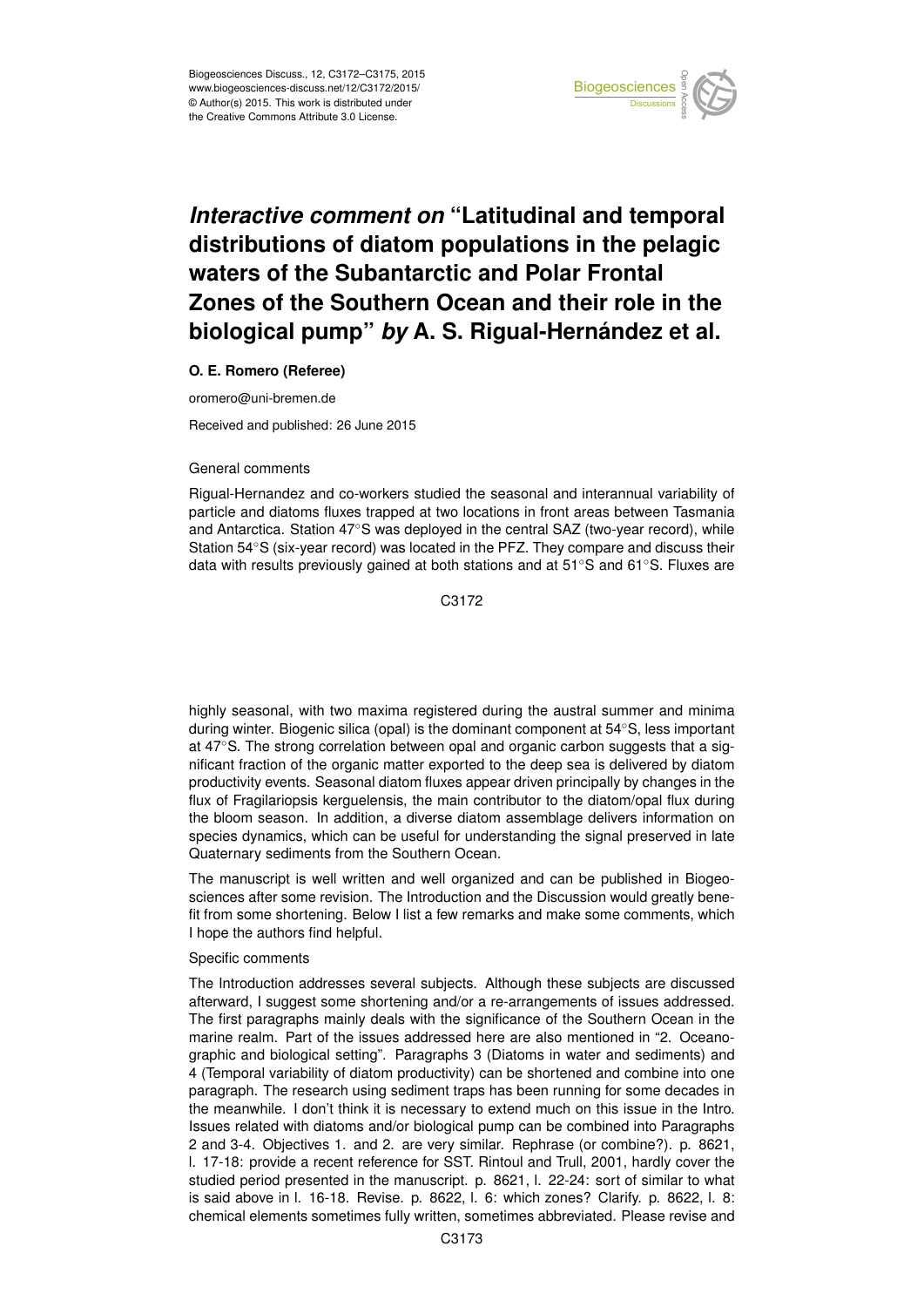# *Interactive comment on* "Latitudinal and temporal distributions of diatom populations in the pelagic waters of the Subantarctic and Polar Frontal Zones of the Southern Ocean and their role in the biological pump" *by* A. S. Rigual-Hernández et al.

**O. E. Romero (Referee)**

oromero@uni-bremen.de

Received and published: 26 June 2015

General comments

Rigual-Hernandez and co-workers studied the seasonal and interannual variability of particle and diatoms fluxes trapped at two locations in front areas between Tasmania and Antarctica. Station 47°S was deployed in the central SAZ (two-year record), while Station 54°S (six-year record) was located in the PFZ. They compare and discuss their data with results previously gained at both stations and at 51°S and 61°S. Fluxes are highly seasonal, with two maxima registered during the austral summer and minima during winter. Biogenic silica (opal) is the dominant component at 54°S, less important at 47°S. The strong correlation between opal and organic carbon suggests that a significant fraction of the organic matter exported to the deep sea is delivered by diatom productivity events. Seasonal diatom fluxes appear driven principally by changes in the flux of Fragilariopsis kerguelensis, the main contributor to the diatom/opal flux during the bloom season. In addition, a diverse diatom assemblage delivers information on species dynamics, which can be useful for understanding the signal preserved in late Quaternary sediments from the Southern Ocean.

The manuscript is well written and well organized and can be published in Biogeosciences after some revision. The Introduction and the Discussion would greatly benefit from some shortening. Below I list a few remarks and make some comments, which I hope the authors find helpful.

Specific comments

The Introduction addresses several subjects. Although these subjects are discussed afterward, I suggest some shortening and/or a re-arrangements of issues addressed. The first paragraphs mainly deals with the significance of the Southern Ocean in the marine realm. Part of the issues addressed here are also mentioned in "2. Oceanographic and biological setting". Paragraphs 3 (Diatoms in water and sediments) and 4 (Temporal variability of diatom productivity) can be shortened and combine into one paragraph. The research using sediment traps has been running for some decades in the meanwhile. I don't think it is necessary to extend much on this issue in the Intro. Issues related with diatoms and/or biological pump can be combined into Paragraphs 2 and 3-4. Objectives 1. and 2. are very similar. Rephrase (or combine?). p. 8621, l. 17-18: provide a recent reference for SST. Rintoul and Trull, 2001, hardly cover the studied period presented in the manuscript. p. 8621, l. 22-24: sort of similar to what is said above in l. 16-18. Revise. p. 8622, l. 6: which zones? Clarify. p. 8622, l. 8: chemical elements sometimes fully written, sometimes abbreviated. Please revise and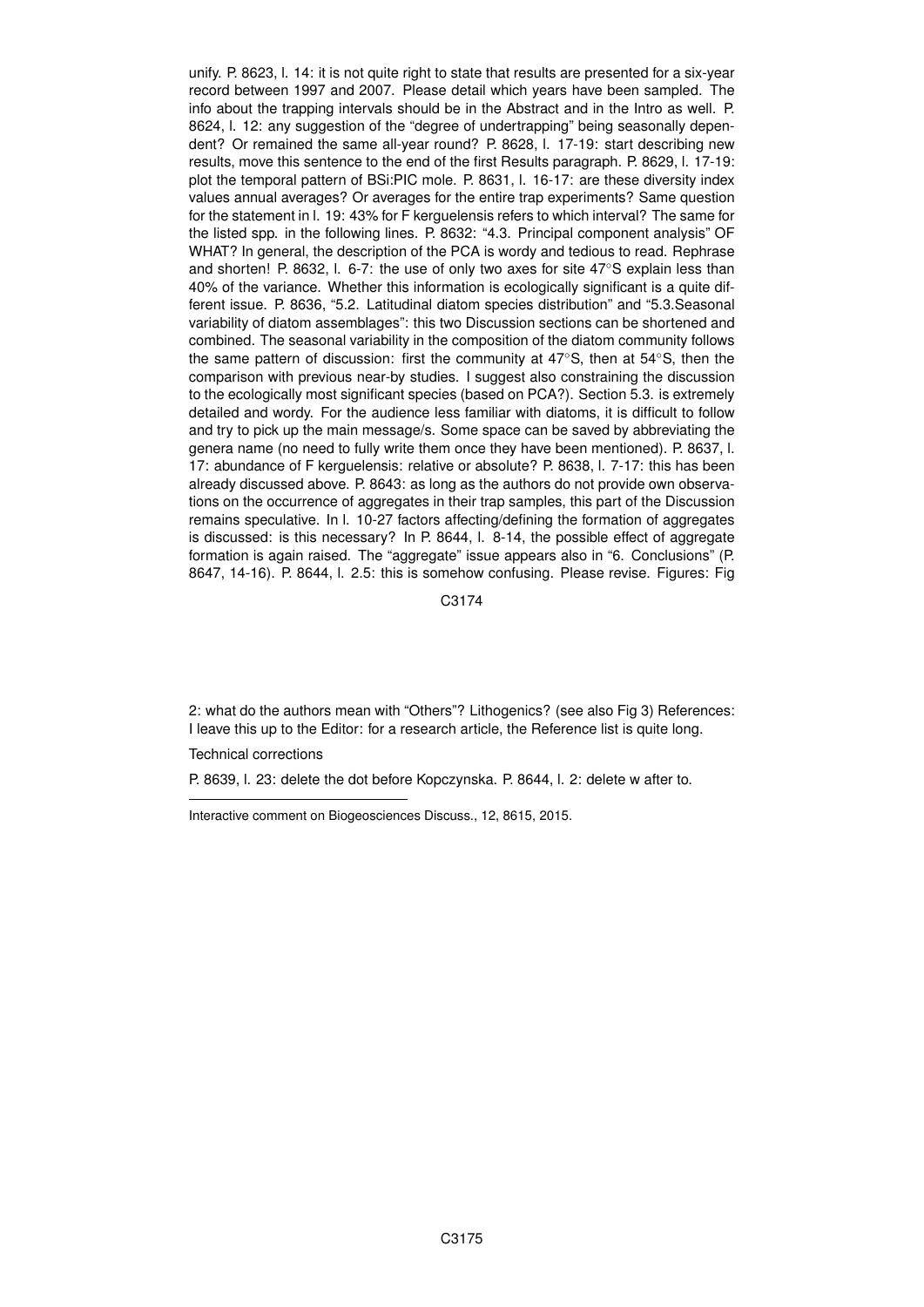unify. P. 8623, l. 14: it is not quite right to state that results are presented for a six-year record between 1997 and 2007. Please detail which years have been sampled. The info about the trapping intervals should be in the Abstract and in the Intro as well. P. 8624, l. 12: any suggestion of the "degree of undertrapping" being seasonally dependent? Or remained the same all-year round? P. 8628, l. 17-19: start describing new results, move this sentence to the end of the first Results paragraph. P. 8629, l. 17-19: plot the temporal pattern of BSi:PIC mole. P. 8631, l. 16-17: are these diversity index values annual averages? Or averages for the entire trap experiments? Same question for the statement in l. 19: 43% for F kerguelensis refers to which interval? The same for the listed spp. in the following lines. P. 8632: "4.3. Principal component analysis" OF WHAT? In general, the description of the PCA is wordy and tedious to read. Rephrase and shorten! P. 8632, l. 6-7: the use of only two axes for site 47°S explain less than 40% of the variance. Whether this information is ecologically significant is a quite different issue. P. 8636, "5.2. Latitudinal diatom species distribution" and "5.3.Seasonal variability of diatom assemblages": this two Discussion sections can be shortened and combined. The seasonal variability in the composition of the diatom community follows the same pattern of discussion: first the community at 47°S, then at 54°S, then the comparison with previous near-by studies. I suggest also constraining the discussion to the ecologically most significant species (based on PCA?). Section 5.3. is extremely detailed and wordy. For the audience less familiar with diatoms, it is difficult to follow and try to pick up the main message/s. Some space can be saved by abbreviating the genera name (no need to fully write them once they have been mentioned). P. 8637, l. 17: abundance of F kerguelensis: relative or absolute? P. 8638, l. 7-17: this has been already discussed above. P. 8643: as long as the authors do not provide own observations on the occurrence of aggregates in their trap samples, this part of the Discussion remains speculative. In l. 10-27 factors affecting/defining the formation of aggregates is discussed: is this necessary? In P. 8644, l. 8-14, the possible effect of aggregate formation is again raised. The "aggregate" issue appears also in "6. Conclusions" (P. 8647, 14-16). P. 8644, l. 2.5: this is somehow confusing. Please revise. Figures: Fig 2: what do the authors mean with "Others"? Lithogenics? (see also Fig 3) References: I leave this up to the Editor: for a research article, the Reference list is quite long.

Technical corrections

P. 8639, l. 23: delete the dot before Kopczynska. P. 8644, l. 2: delete w after to.

---

Interactive comment on Biogeosciences Discuss., 12, 8615, 2015.